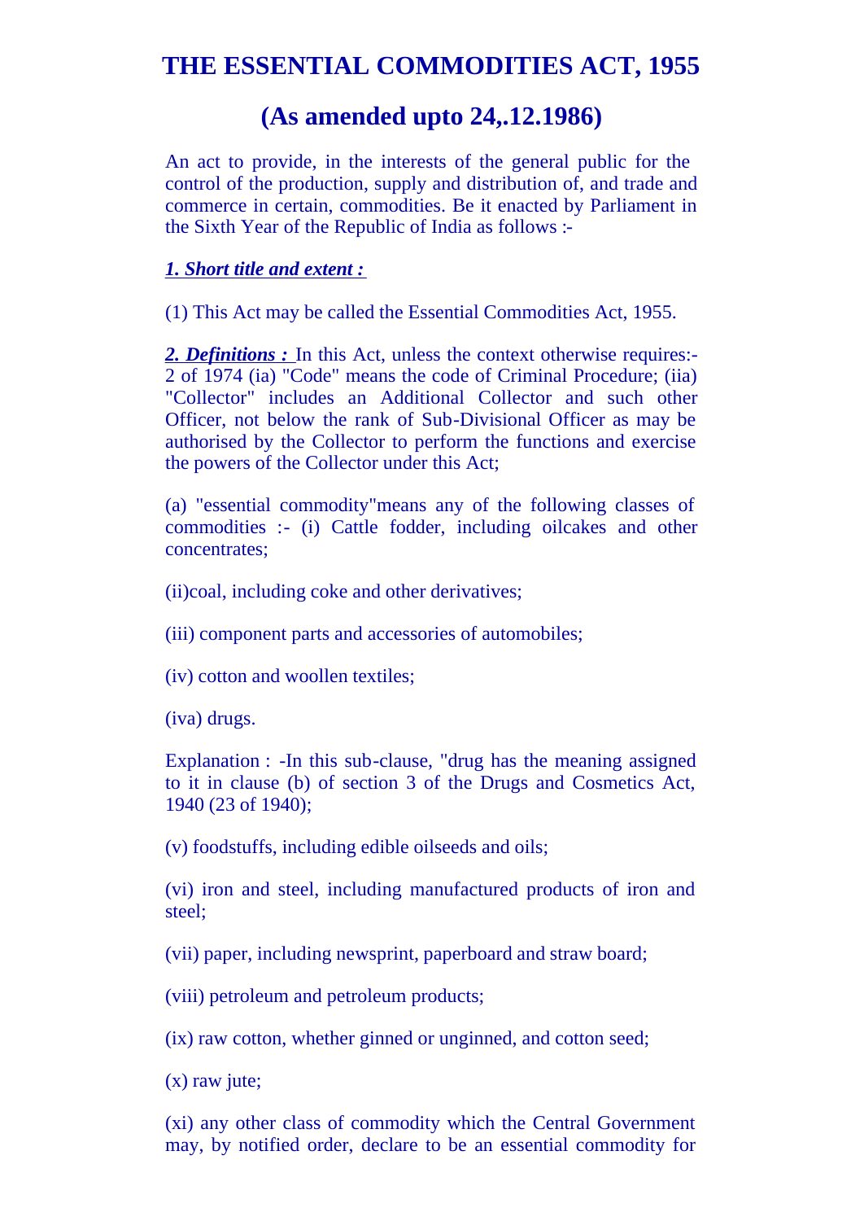# THE ESSENTIAL COMMODITIES ACT, 1955

## (As amended upto 24,.12.1986)

An act to provide, in the interests of the general public for the control of the production, supply and distribution of, and trade and commerce in certain, commodities. Be it enacted by Parliament in the Sixth Year of the Republic of India as follows :-

***1. Short title and extent :***

(1) This Act may be called the Essential Commodities Act, 1955.

***2. Definitions :*** In this Act, unless the context otherwise requires:- 2 of 1974 (ia) "Code" means the code of Criminal Procedure; (iia) "Collector" includes an Additional Collector and such other Officer, not below the rank of Sub-Divisional Officer as may be authorised by the Collector to perform the functions and exercise the powers of the Collector under this Act;

(a) "essential commodity"means any of the following classes of commodities :- (i) Cattle fodder, including oilcakes and other concentrates;

(ii)coal, including coke and other derivatives;

(iii) component parts and accessories of automobiles;

(iv) cotton and woollen textiles;

(iva) drugs.

Explanation : -In this sub-clause, "drug has the meaning assigned to it in clause (b) of section 3 of the Drugs and Cosmetics Act, 1940 (23 of 1940);

(v) foodstuffs, including edible oilseeds and oils;

(vi) iron and steel, including manufactured products of iron and steel;

(vii) paper, including newsprint, paperboard and straw board;

(viii) petroleum and petroleum products;

(ix) raw cotton, whether ginned or unginned, and cotton seed;

(x) raw jute;

(xi) any other class of commodity which the Central Government may, by notified order, declare to be an essential commodity for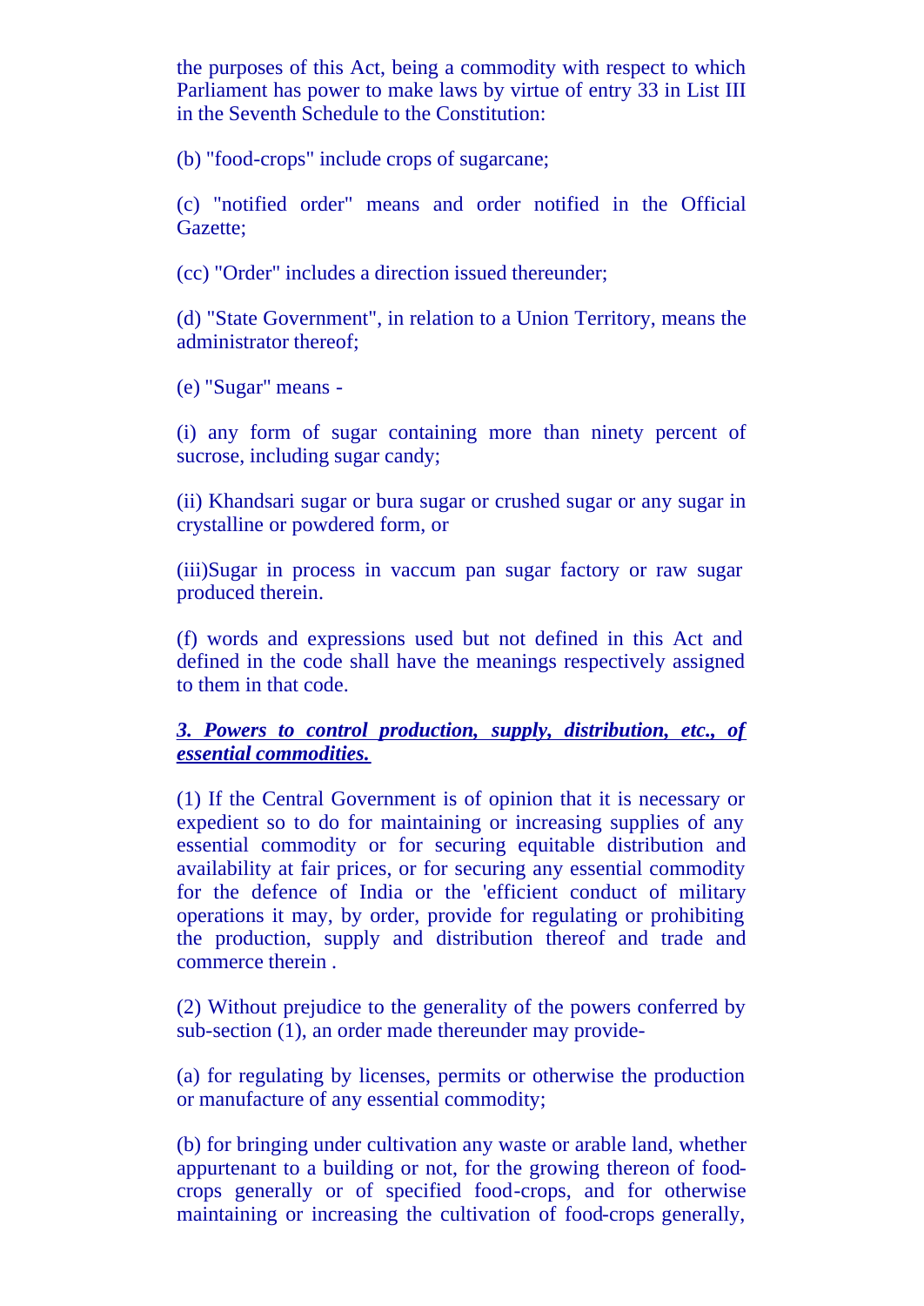the purposes of this Act, being a commodity with respect to which Parliament has power to make laws by virtue of entry 33 in List III in the Seventh Schedule to the Constitution:

(b) "food-crops" include crops of sugarcane;

(c) "notified order" means and order notified in the Official Gazette;

(cc) "Order" includes a direction issued thereunder;

(d) "State Government", in relation to a Union Territory, means the administrator thereof;

(e) "Sugar" means -

(i) any form of sugar containing more than ninety percent of sucrose, including sugar candy;

(ii) Khandsari sugar or bura sugar or crushed sugar or any sugar in crystalline or powdered form, or

(iii)Sugar in process in vaccum pan sugar factory or raw sugar produced therein.

(f) words and expressions used but not defined in this Act and defined in the code shall have the meanings respectively assigned to them in that code.

***3. Powers to control production, supply, distribution, etc., of essential commodities.***

(1) If the Central Government is of opinion that it is necessary or expedient so to do for maintaining or increasing supplies of any essential commodity or for securing equitable distribution and availability at fair prices, or for securing any essential commodity for the defence of India or the 'efficient conduct of military operations it may, by order, provide for regulating or prohibiting the production, supply and distribution thereof and trade and commerce therein .

(2) Without prejudice to the generality of the powers conferred by sub-section (1), an order made thereunder may provide-

(a) for regulating by licenses, permits or otherwise the production or manufacture of any essential commodity;

(b) for bringing under cultivation any waste or arable land, whether appurtenant to a building or not, for the growing thereon of food-crops generally or of specified food-crops, and for otherwise maintaining or increasing the cultivation of food-crops generally,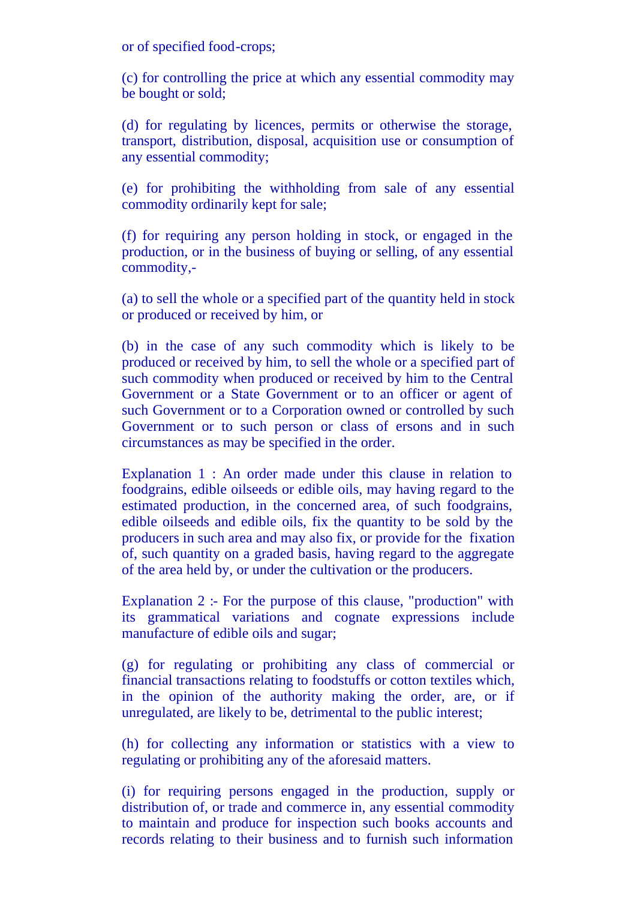or of specified food-crops;

(c) for controlling the price at which any essential commodity may be bought or sold;

(d) for regulating by licences, permits or otherwise the storage, transport, distribution, disposal, acquisition use or consumption of any essential commodity;

(e) for prohibiting the withholding from sale of any essential commodity ordinarily kept for sale;

(f) for requiring any person holding in stock, or engaged in the production, or in the business of buying or selling, of any essential commodity,-

(a) to sell the whole or a specified part of the quantity held in stock or produced or received by him, or

(b) in the case of any such commodity which is likely to be produced or received by him, to sell the whole or a specified part of such commodity when produced or received by him to the Central Government or a State Government or to an officer or agent of such Government or to a Corporation owned or controlled by such Government or to such person or class of ersons and in such circumstances as may be specified in the order.

Explanation 1 : An order made under this clause in relation to foodgrains, edible oilseeds or edible oils, may having regard to the estimated production, in the concerned area, of such foodgrains, edible oilseeds and edible oils, fix the quantity to be sold by the producers in such area and may also fix, or provide for the fixation of, such quantity on a graded basis, having regard to the aggregate of the area held by, or under the cultivation or the producers.

Explanation 2 :- For the purpose of this clause, "production" with its grammatical variations and cognate expressions include manufacture of edible oils and sugar;

(g) for regulating or prohibiting any class of commercial or financial transactions relating to foodstuffs or cotton textiles which, in the opinion of the authority making the order, are, or if unregulated, are likely to be, detrimental to the public interest;

(h) for collecting any information or statistics with a view to regulating or prohibiting any of the aforesaid matters.

(i) for requiring persons engaged in the production, supply or distribution of, or trade and commerce in, any essential commodity to maintain and produce for inspection such books accounts and records relating to their business and to furnish such information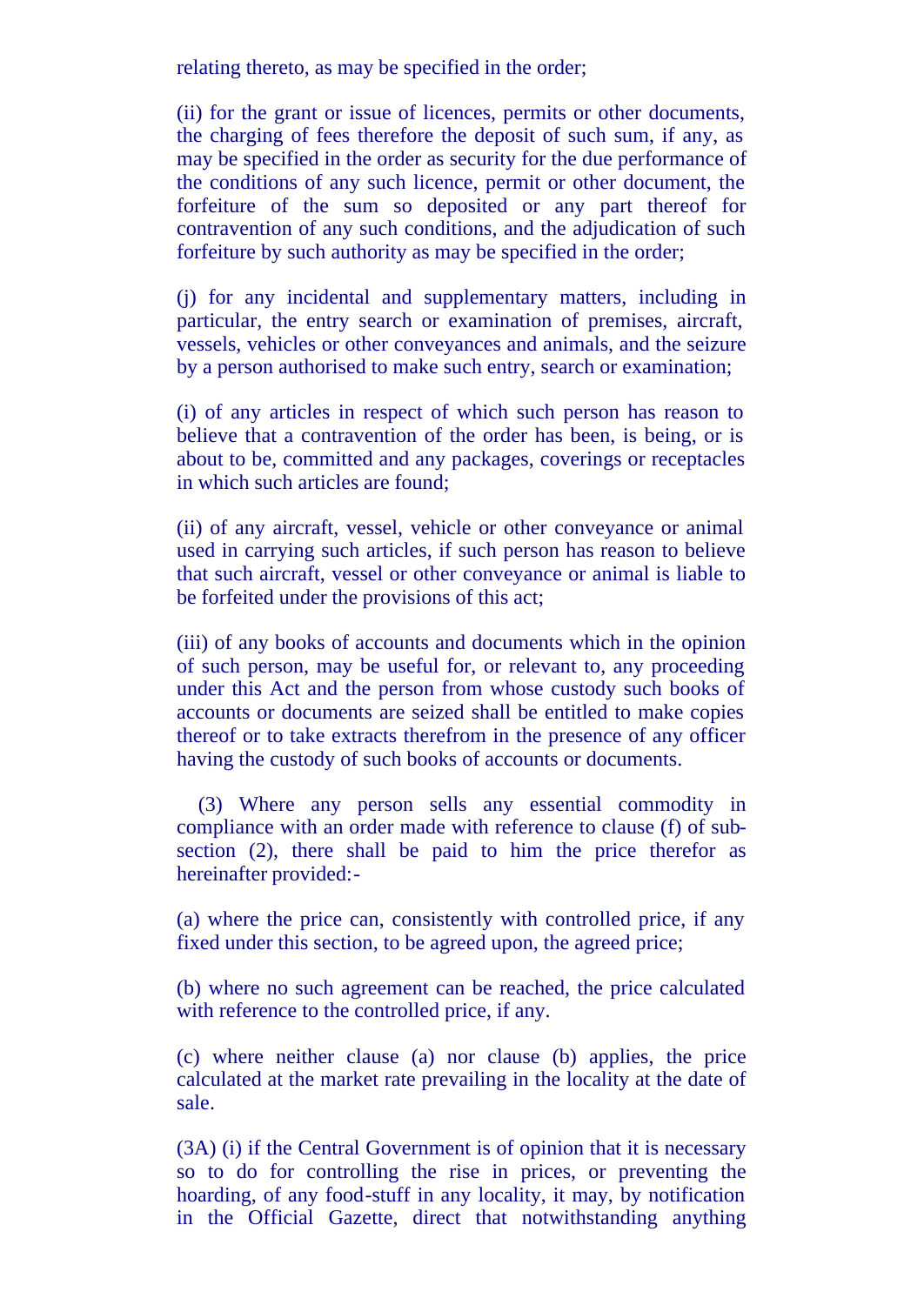relating thereto, as may be specified in the order;

(ii) for the grant or issue of licences, permits or other documents, the charging of fees therefore the deposit of such sum, if any, as may be specified in the order as security for the due performance of the conditions of any such licence, permit or other document, the forfeiture of the sum so deposited or any part thereof for contravention of any such conditions, and the adjudication of such forfeiture by such authority as may be specified in the order;

(j) for any incidental and supplementary matters, including in particular, the entry search or examination of premises, aircraft, vessels, vehicles or other conveyances and animals, and the seizure by a person authorised to make such entry, search or examination;

(i) of any articles in respect of which such person has reason to believe that a contravention of the order has been, is being, or is about to be, committed and any packages, coverings or receptacles in which such articles are found;

(ii) of any aircraft, vessel, vehicle or other conveyance or animal used in carrying such articles, if such person has reason to believe that such aircraft, vessel or other conveyance or animal is liable to be forfeited under the provisions of this act;

(iii) of any books of accounts and documents which in the opinion of such person, may be useful for, or relevant to, any proceeding under this Act and the person from whose custody such books of accounts or documents are seized shall be entitled to make copies thereof or to take extracts therefrom in the presence of any officer having the custody of such books of accounts or documents.

(3) Where any person sells any essential commodity in compliance with an order made with reference to clause (f) of sub-section (2), there shall be paid to him the price therefor as hereinafter provided:-

(a) where the price can, consistently with controlled price, if any fixed under this section, to be agreed upon, the agreed price;

(b) where no such agreement can be reached, the price calculated with reference to the controlled price, if any.

(c) where neither clause (a) nor clause (b) applies, the price calculated at the market rate prevailing in the locality at the date of sale.

(3A) (i) if the Central Government is of opinion that it is necessary so to do for controlling the rise in prices, or preventing the hoarding, of any food-stuff in any locality, it may, by notification in the Official Gazette, direct that notwithstanding anything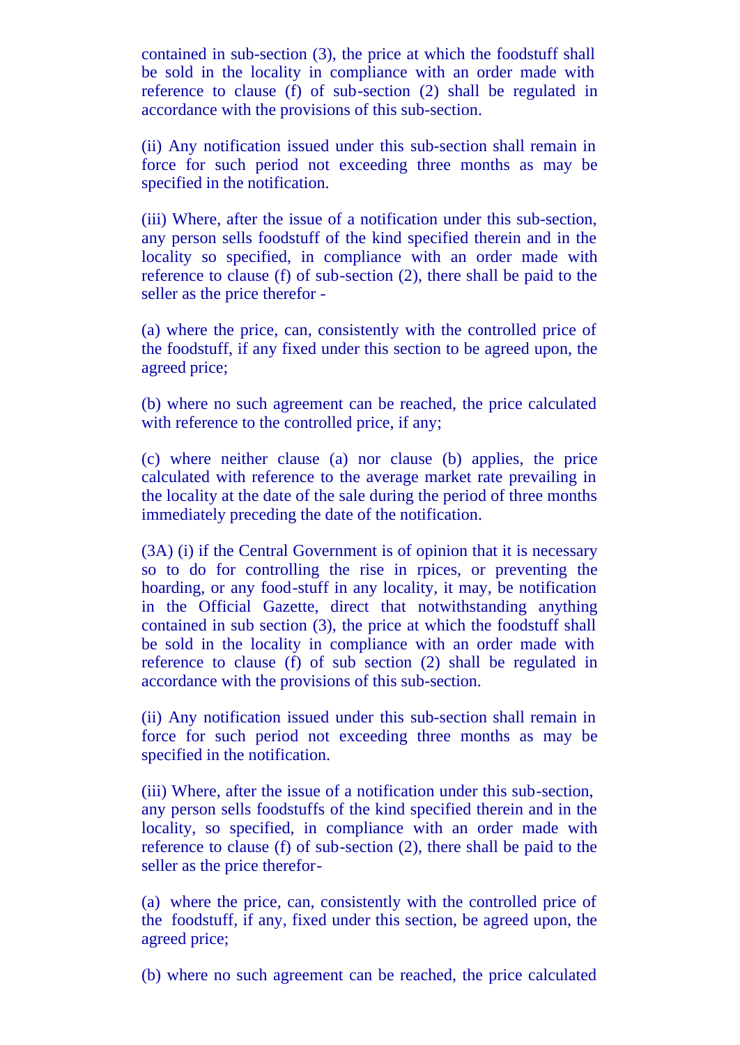contained in sub-section (3), the price at which the foodstuff shall be sold in the locality in compliance with an order made with reference to clause (f) of sub-section (2) shall be regulated in accordance with the provisions of this sub-section.

(ii) Any notification issued under this sub-section shall remain in force for such period not exceeding three months as may be specified in the notification.

(iii) Where, after the issue of a notification under this sub-section, any person sells foodstuff of the kind specified therein and in the locality so specified, in compliance with an order made with reference to clause (f) of sub-section (2), there shall be paid to the seller as the price therefor -

(a) where the price, can, consistently with the controlled price of the foodstuff, if any fixed under this section to be agreed upon, the agreed price;

(b) where no such agreement can be reached, the price calculated with reference to the controlled price, if any;

(c) where neither clause (a) nor clause (b) applies, the price calculated with reference to the average market rate prevailing in the locality at the date of the sale during the period of three months immediately preceding the date of the notification.

(3A) (i) if the Central Government is of opinion that it is necessary so to do for controlling the rise in rpices, or preventing the hoarding, or any food-stuff in any locality, it may, be notification in the Official Gazette, direct that notwithstanding anything contained in sub section (3), the price at which the foodstuff shall be sold in the locality in compliance with an order made with reference to clause (f) of sub section (2) shall be regulated in accordance with the provisions of this sub-section.

(ii) Any notification issued under this sub-section shall remain in force for such period not exceeding three months as may be specified in the notification.

(iii) Where, after the issue of a notification under this sub-section, any person sells foodstuffs of the kind specified therein and in the locality, so specified, in compliance with an order made with reference to clause (f) of sub-section (2), there shall be paid to the seller as the price therefor-

(a) where the price, can, consistently with the controlled price of the foodstuff, if any, fixed under this section, be agreed upon, the agreed price;

(b) where no such agreement can be reached, the price calculated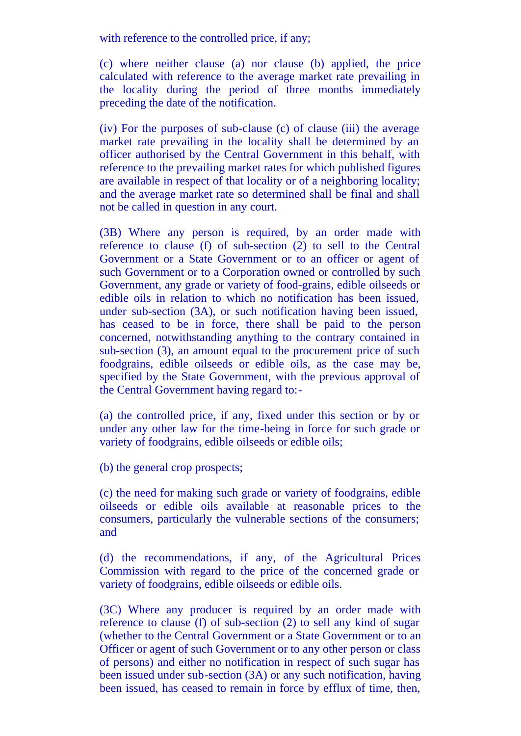with reference to the controlled price, if any;

(c) where neither clause (a) nor clause (b) applied, the price calculated with reference to the average market rate prevailing in the locality during the period of three months immediately preceding the date of the notification.

(iv) For the purposes of sub-clause (c) of clause (iii) the average market rate prevailing in the locality shall be determined by an officer authorised by the Central Government in this behalf, with reference to the prevailing market rates for which published figures are available in respect of that locality or of a neighboring locality; and the average market rate so determined shall be final and shall not be called in question in any court.

(3B) Where any person is required, by an order made with reference to clause (f) of sub-section (2) to sell to the Central Government or a State Government or to an officer or agent of such Government or to a Corporation owned or controlled by such Government, any grade or variety of food-grains, edible oilseeds or edible oils in relation to which no notification has been issued, under sub-section (3A), or such notification having been issued, has ceased to be in force, there shall be paid to the person concerned, notwithstanding anything to the contrary contained in sub-section (3), an amount equal to the procurement price of such foodgrains, edible oilseeds or edible oils, as the case may be, specified by the State Government, with the previous approval of the Central Government having regard to:-

(a) the controlled price, if any, fixed under this section or by or under any other law for the time-being in force for such grade or variety of foodgrains, edible oilseeds or edible oils;

(b) the general crop prospects;

(c) the need for making such grade or variety of foodgrains, edible oilseeds or edible oils available at reasonable prices to the consumers, particularly the vulnerable sections of the consumers; and

(d) the recommendations, if any, of the Agricultural Prices Commission with regard to the price of the concerned grade or variety of foodgrains, edible oilseeds or edible oils.

(3C) Where any producer is required by an order made with reference to clause (f) of sub-section (2) to sell any kind of sugar (whether to the Central Government or a State Government or to an Officer or agent of such Government or to any other person or class of persons) and either no notification in respect of such sugar has been issued under sub-section (3A) or any such notification, having been issued, has ceased to remain in force by efflux of time, then,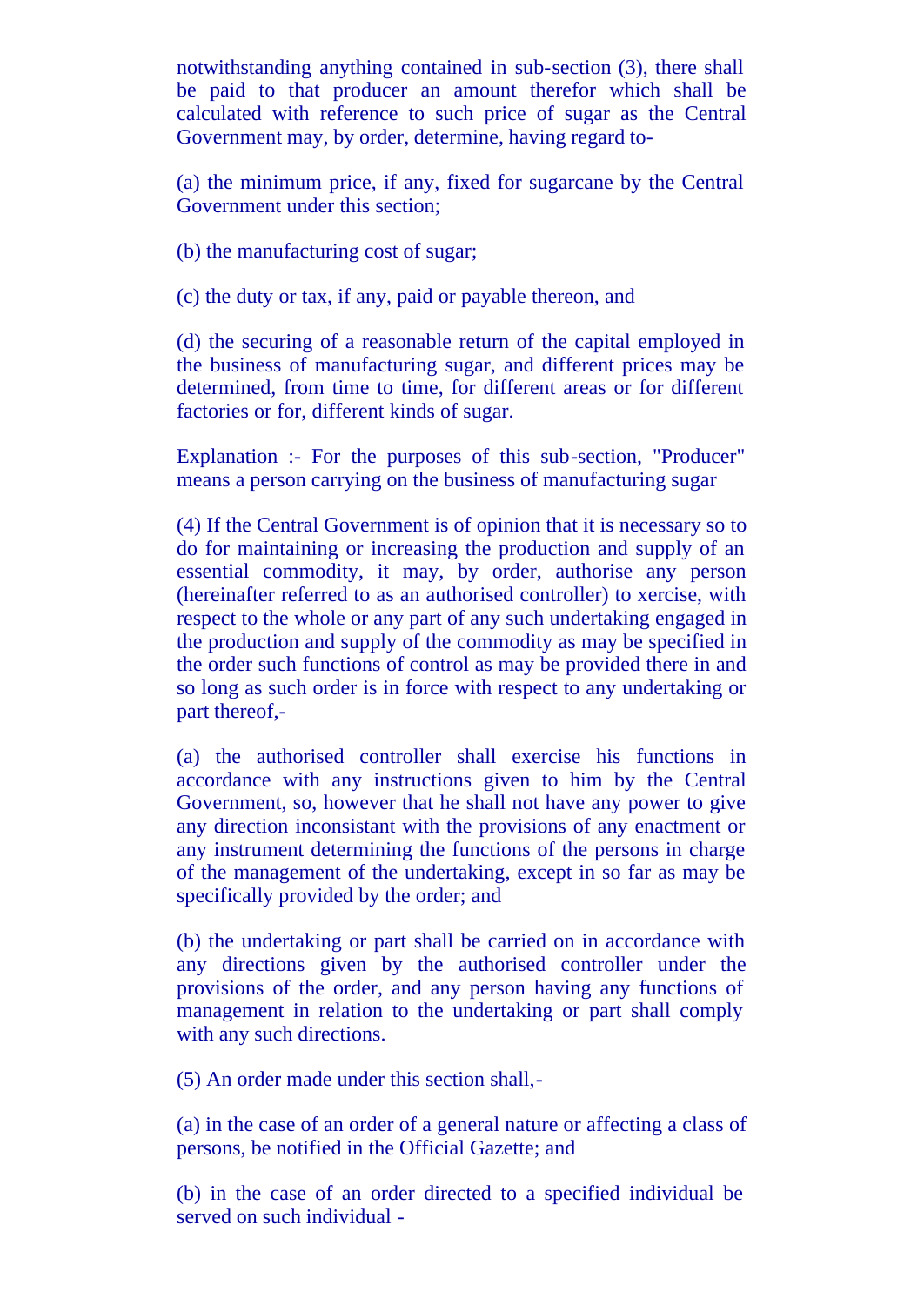notwithstanding anything contained in sub-section (3), there shall be paid to that producer an amount therefor which shall be calculated with reference to such price of sugar as the Central Government may, by order, determine, having regard to-

(a) the minimum price, if any, fixed for sugarcane by the Central Government under this section;

(b) the manufacturing cost of sugar;

(c) the duty or tax, if any, paid or payable thereon, and

(d) the securing of a reasonable return of the capital employed in the business of manufacturing sugar, and different prices may be determined, from time to time, for different areas or for different factories or for, different kinds of sugar.

Explanation :- For the purposes of this sub-section, "Producer" means a person carrying on the business of manufacturing sugar

(4) If the Central Government is of opinion that it is necessary so to do for maintaining or increasing the production and supply of an essential commodity, it may, by order, authorise any person (hereinafter referred to as an authorised controller) to xercise, with respect to the whole or any part of any such undertaking engaged in the production and supply of the commodity as may be specified in the order such functions of control as may be provided there in and so long as such order is in force with respect to any undertaking or part thereof,-

(a) the authorised controller shall exercise his functions in accordance with any instructions given to him by the Central Government, so, however that he shall not have any power to give any direction inconsistant with the provisions of any enactment or any instrument determining the functions of the persons in charge of the management of the undertaking, except in so far as may be specifically provided by the order; and

(b) the undertaking or part shall be carried on in accordance with any directions given by the authorised controller under the provisions of the order, and any person having any functions of management in relation to the undertaking or part shall comply with any such directions.

(5) An order made under this section shall,-

(a) in the case of an order of a general nature or affecting a class of persons, be notified in the Official Gazette; and

(b) in the case of an order directed to a specified individual be served on such individual -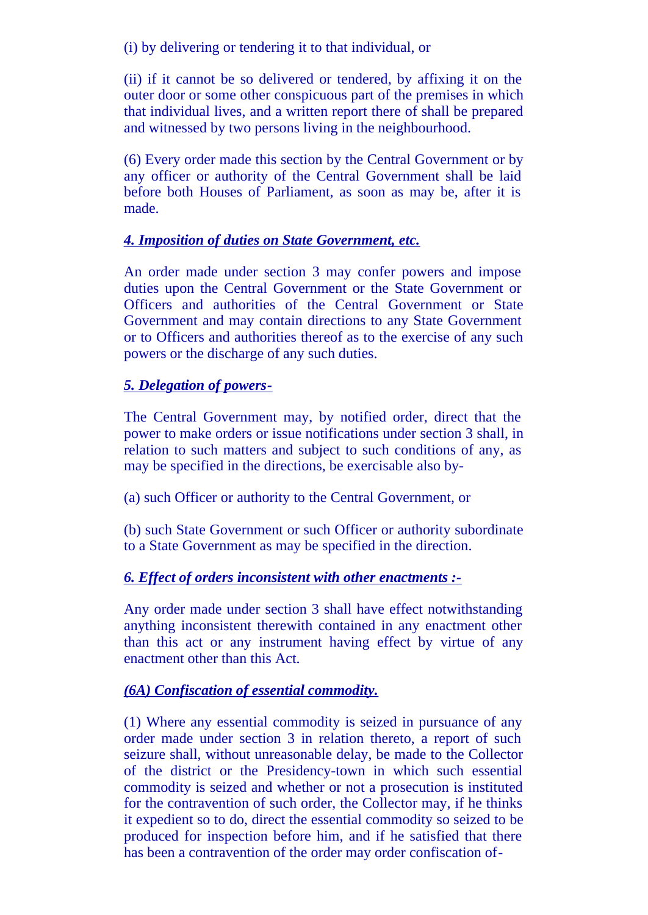(i) by delivering or tendering it to that individual, or

(ii) if it cannot be so delivered or tendered, by affixing it on the outer door or some other conspicuous part of the premises in which that individual lives, and a written report there of shall be prepared and witnessed by two persons living in the neighbourhood.

(6) Every order made this section by the Central Government or by any officer or authority of the Central Government shall be laid before both Houses of Parliament, as soon as may be, after it is made.

***4. Imposition of duties on State Government, etc.***

An order made under section 3 may confer powers and impose duties upon the Central Government or the State Government or Officers and authorities of the Central Government or State Government and may contain directions to any State Government or to Officers and authorities thereof as to the exercise of any such powers or the discharge of any such duties.

***5. Delegation of powers-***

The Central Government may, by notified order, direct that the power to make orders or issue notifications under section 3 shall, in relation to such matters and subject to such conditions of any, as may be specified in the directions, be exercisable also by-

(a) such Officer or authority to the Central Government, or

(b) such State Government or such Officer or authority subordinate to a State Government as may be specified in the direction.

***6. Effect of orders inconsistent with other enactments :-***

Any order made under section 3 shall have effect notwithstanding anything inconsistent therewith contained in any enactment other than this act or any instrument having effect by virtue of any enactment other than this Act.

***(6A) Confiscation of essential commodity.***

(1) Where any essential commodity is seized in pursuance of any order made under section 3 in relation thereto, a report of such seizure shall, without unreasonable delay, be made to the Collector of the district or the Presidency-town in which such essential commodity is seized and whether or not a prosecution is instituted for the contravention of such order, the Collector may, if he thinks it expedient so to do, direct the essential commodity so seized to be produced for inspection before him, and if he satisfied that there has been a contravention of the order may order confiscation of-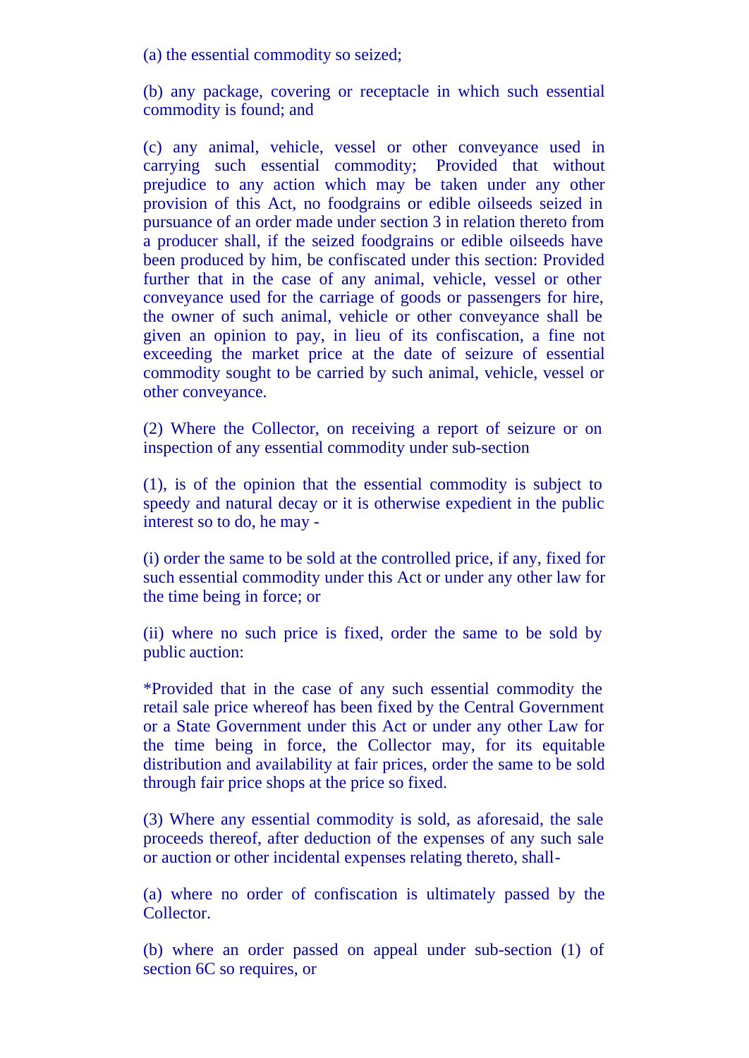(a) the essential commodity so seized;

(b) any package, covering or receptacle in which such essential commodity is found; and

(c) any animal, vehicle, vessel or other conveyance used in carrying such essential commodity; Provided that without prejudice to any action which may be taken under any other provision of this Act, no foodgrains or edible oilseeds seized in pursuance of an order made under section 3 in relation thereto from a producer shall, if the seized foodgrains or edible oilseeds have been produced by him, be confiscated under this section: Provided further that in the case of any animal, vehicle, vessel or other conveyance used for the carriage of goods or passengers for hire, the owner of such animal, vehicle or other conveyance shall be given an opinion to pay, in lieu of its confiscation, a fine not exceeding the market price at the date of seizure of essential commodity sought to be carried by such animal, vehicle, vessel or other conveyance.

(2) Where the Collector, on receiving a report of seizure or on inspection of any essential commodity under sub-section

(1), is of the opinion that the essential commodity is subject to speedy and natural decay or it is otherwise expedient in the public interest so to do, he may -

(i) order the same to be sold at the controlled price, if any, fixed for such essential commodity under this Act or under any other law for the time being in force; or

(ii) where no such price is fixed, order the same to be sold by public auction:

*Provided that in the case of any such essential commodity the retail sale price whereof has been fixed by the Central Government or a State Government under this Act or under any other Law for the time being in force, the Collector may, for its equitable distribution and availability at fair prices, order the same to be sold through fair price shops at the price so fixed.

(3) Where any essential commodity is sold, as aforesaid, the sale proceeds thereof, after deduction of the expenses of any such sale or auction or other incidental expenses relating thereto, shall-

(a) where no order of confiscation is ultimately passed by the Collector.

(b) where an order passed on appeal under sub-section (1) of section 6C so requires, or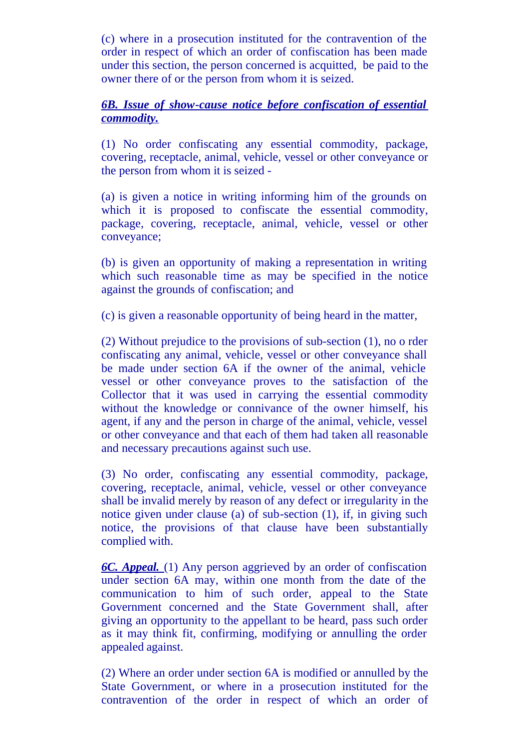(c) where in a prosecution instituted for the contravention of the order in respect of which an order of confiscation has been made under this section, the person concerned is acquitted, be paid to the owner there of or the person from whom it is seized.

***6B. Issue of show-cause notice before confiscation of essential commodity.***

(1) No order confiscating any essential commodity, package, covering, receptacle, animal, vehicle, vessel or other conveyance or the person from whom it is seized -

(a) is given a notice in writing informing him of the grounds on which it is proposed to confiscate the essential commodity, package, covering, receptacle, animal, vehicle, vessel or other conveyance;

(b) is given an opportunity of making a representation in writing which such reasonable time as may be specified in the notice against the grounds of confiscation; and

(c) is given a reasonable opportunity of being heard in the matter,

(2) Without prejudice to the provisions of sub-section (1), no o rder confiscating any animal, vehicle, vessel or other conveyance shall be made under section 6A if the owner of the animal, vehicle vessel or other conveyance proves to the satisfaction of the Collector that it was used in carrying the essential commodity without the knowledge or connivance of the owner himself, his agent, if any and the person in charge of the animal, vehicle, vessel or other conveyance and that each of them had taken all reasonable and necessary precautions against such use.

(3) No order, confiscating any essential commodity, package, covering, receptacle, animal, vehicle, vessel or other conveyance shall be invalid merely by reason of any defect or irregularity in the notice given under clause (a) of sub-section (1), if, in giving such notice, the provisions of that clause have been substantially complied with.

***6C. Appeal.*** (1) Any person aggrieved by an order of confiscation under section 6A may, within one month from the date of the communication to him of such order, appeal to the State Government concerned and the State Government shall, after giving an opportunity to the appellant to be heard, pass such order as it may think fit, confirming, modifying or annulling the order appealed against.

(2) Where an order under section 6A is modified or annulled by the State Government, or where in a prosecution instituted for the contravention of the order in respect of which an order of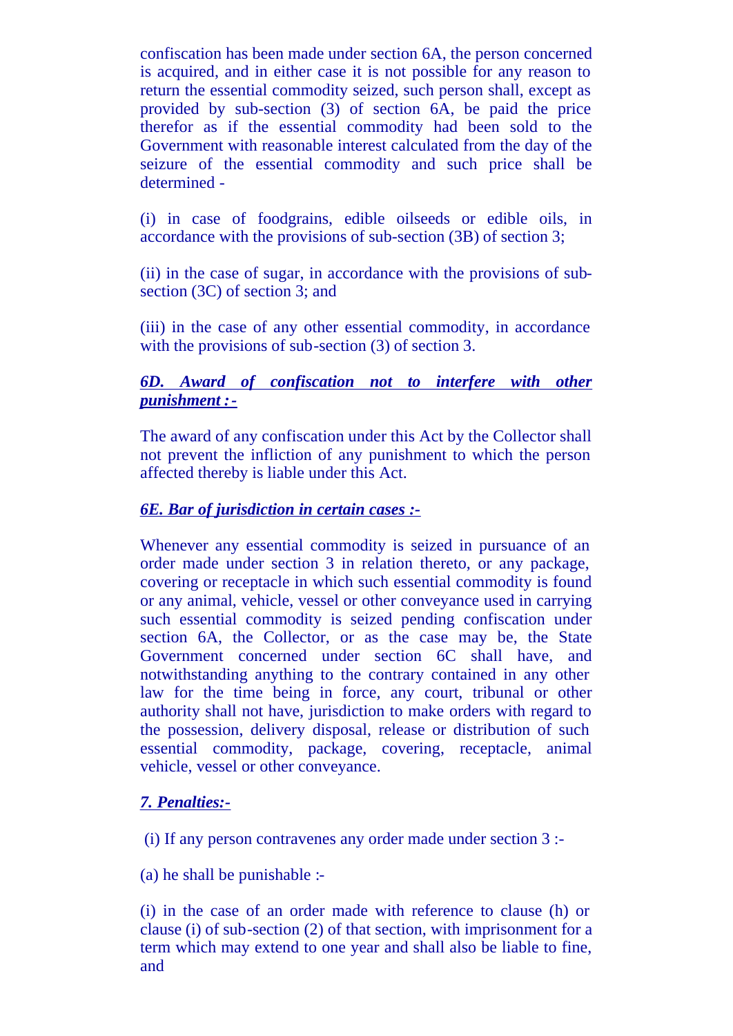confiscation has been made under section 6A, the person concerned is acquired, and in either case it is not possible for any reason to return the essential commodity seized, such person shall, except as provided by sub-section (3) of section 6A, be paid the price therefor as if the essential commodity had been sold to the Government with reasonable interest calculated from the day of the seizure of the essential commodity and such price shall be determined -

(i) in case of foodgrains, edible oilseeds or edible oils, in accordance with the provisions of sub-section (3B) of section 3;

(ii) in the case of sugar, in accordance with the provisions of sub-section (3C) of section 3; and

(iii) in the case of any other essential commodity, in accordance with the provisions of sub-section (3) of section 3.

***6D. Award of confiscation not to interfere with other punishment :-***

The award of any confiscation under this Act by the Collector shall not prevent the infliction of any punishment to which the person affected thereby is liable under this Act.

***6E. Bar of jurisdiction in certain cases :-***

Whenever any essential commodity is seized in pursuance of an order made under section 3 in relation thereto, or any package, covering or receptacle in which such essential commodity is found or any animal, vehicle, vessel or other conveyance used in carrying such essential commodity is seized pending confiscation under section 6A, the Collector, or as the case may be, the State Government concerned under section 6C shall have, and notwithstanding anything to the contrary contained in any other law for the time being in force, any court, tribunal or other authority shall not have, jurisdiction to make orders with regard to the possession, delivery disposal, release or distribution of such essential commodity, package, covering, receptacle, animal vehicle, vessel or other conveyance.

***7. Penalties:-***

(i) If any person contravenes any order made under section 3 :-

(a) he shall be punishable :-

(i) in the case of an order made with reference to clause (h) or clause (i) of sub-section (2) of that section, with imprisonment for a term which may extend to one year and shall also be liable to fine, and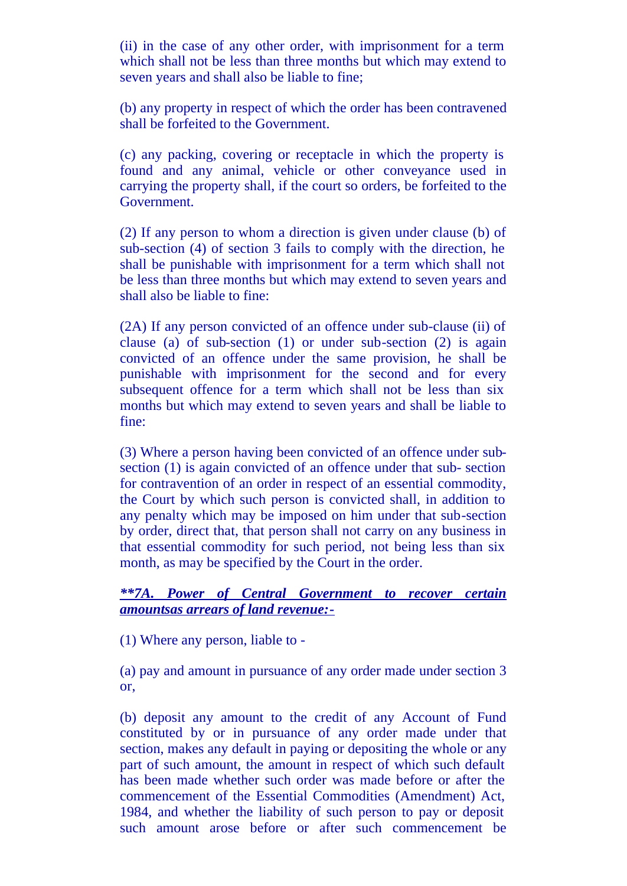(ii) in the case of any other order, with imprisonment for a term which shall not be less than three months but which may extend to seven years and shall also be liable to fine;

(b) any property in respect of which the order has been contravened shall be forfeited to the Government.

(c) any packing, covering or receptacle in which the property is found and any animal, vehicle or other conveyance used in carrying the property shall, if the court so orders, be forfeited to the Government.

(2) If any person to whom a direction is given under clause (b) of sub-section (4) of section 3 fails to comply with the direction, he shall be punishable with imprisonment for a term which shall not be less than three months but which may extend to seven years and shall also be liable to fine:

(2A) If any person convicted of an offence under sub-clause (ii) of clause (a) of sub-section (1) or under sub-section (2) is again convicted of an offence under the same provision, he shall be punishable with imprisonment for the second and for every subsequent offence for a term which shall not be less than six months but which may extend to seven years and shall be liable to fine:

(3) Where a person having been convicted of an offence under sub-section (1) is again convicted of an offence under that sub- section for contravention of an order in respect of an essential commodity, the Court by which such person is convicted shall, in addition to any penalty which may be imposed on him under that sub-section by order, direct that, that person shall not carry on any business in that essential commodity for such period, not being less than six month, as may be specified by the Court in the order.

***\*\*7A. Power of Central Government to recover certain amountsas arrears of land revenue:-***

(1) Where any person, liable to -

(a) pay and amount in pursuance of any order made under section 3 or,

(b) deposit any amount to the credit of any Account of Fund constituted by or in pursuance of any order made under that section, makes any default in paying or depositing the whole or any part of such amount, the amount in respect of which such default has been made whether such order was made before or after the commencement of the Essential Commodities (Amendment) Act, 1984, and whether the liability of such person to pay or deposit such amount arose before or after such commencement be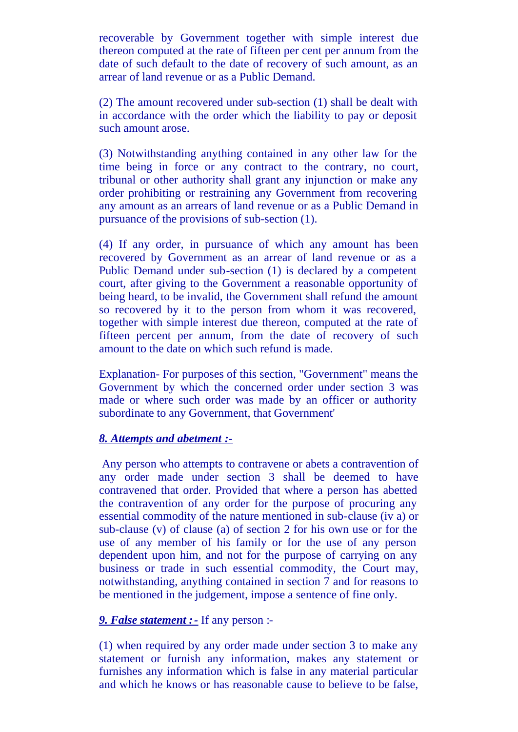recoverable by Government together with simple interest due thereon computed at the rate of fifteen per cent per annum from the date of such default to the date of recovery of such amount, as an arrear of land revenue or as a Public Demand.

(2) The amount recovered under sub-section (1) shall be dealt with in accordance with the order which the liability to pay or deposit such amount arose.

(3) Notwithstanding anything contained in any other law for the time being in force or any contract to the contrary, no court, tribunal or other authority shall grant any injunction or make any order prohibiting or restraining any Government from recovering any amount as an arrears of land revenue or as a Public Demand in pursuance of the provisions of sub-section (1).

(4) If any order, in pursuance of which any amount has been recovered by Government as an arrear of land revenue or as a Public Demand under sub-section (1) is declared by a competent court, after giving to the Government a reasonable opportunity of being heard, to be invalid, the Government shall refund the amount so recovered by it to the person from whom it was recovered, together with simple interest due thereon, computed at the rate of fifteen percent per annum, from the date of recovery of such amount to the date on which such refund is made.

Explanation- For purposes of this section, "Government" means the Government by which the concerned order under section 3 was made or where such order was made by an officer or authority subordinate to any Government, that Government'

***8. Attempts and abetment :-***

Any person who attempts to contravene or abets a contravention of any order made under section 3 shall be deemed to have contravened that order. Provided that where a person has abetted the contravention of any order for the purpose of procuring any essential commodity of the nature mentioned in sub-clause (iv a) or sub-clause (v) of clause (a) of section 2 for his own use or for the use of any member of his family or for the use of any person dependent upon him, and not for the purpose of carrying on any business or trade in such essential commodity, the Court may, notwithstanding, anything contained in section 7 and for reasons to be mentioned in the judgement, impose a sentence of fine only.

***9. False statement :-*** If any person :-

(1) when required by any order made under section 3 to make any statement or furnish any information, makes any statement or furnishes any information which is false in any material particular and which he knows or has reasonable cause to believe to be false,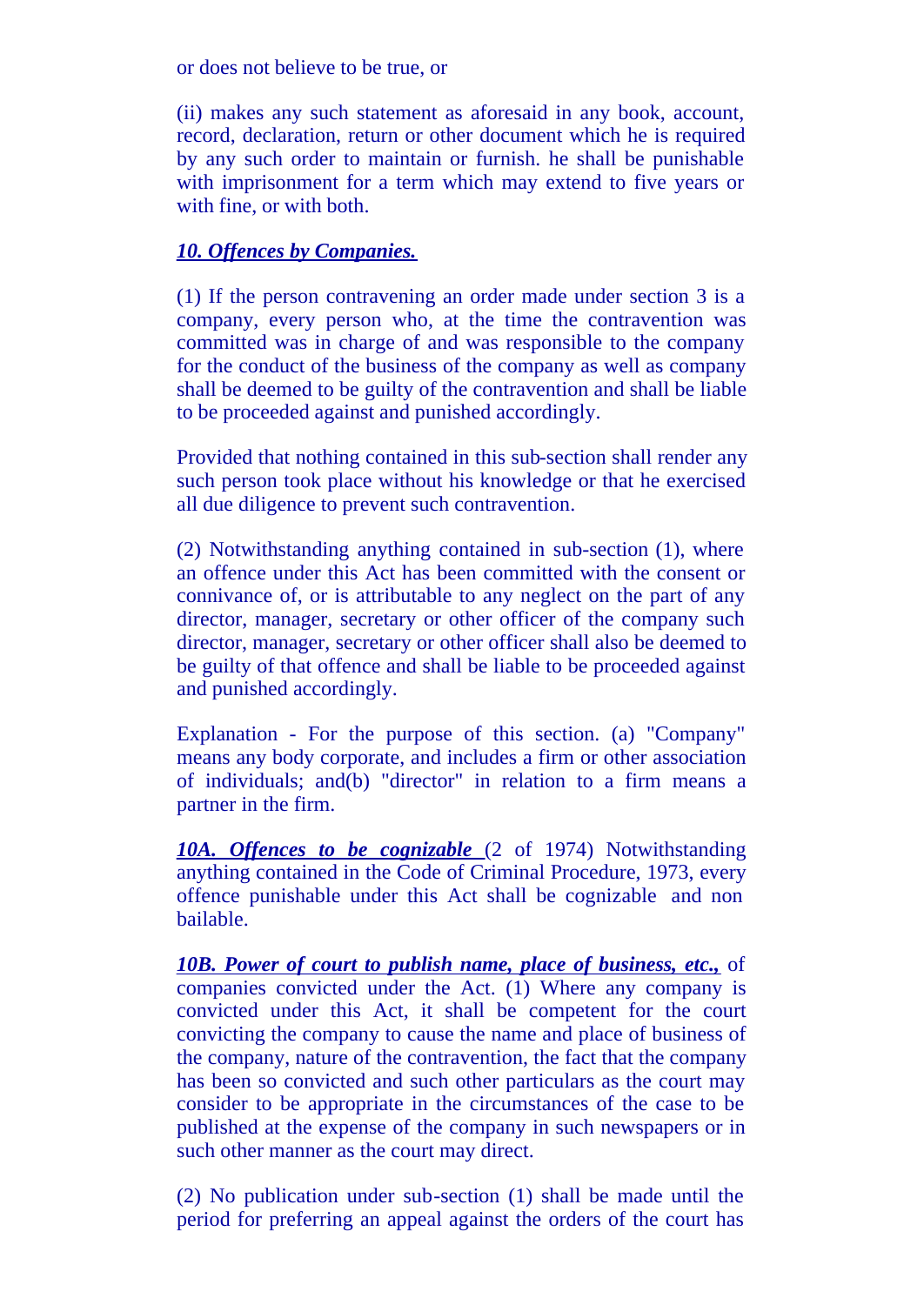or does not believe to be true, or

(ii) makes any such statement as aforesaid in any book, account, record, declaration, return or other document which he is required by any such order to maintain or furnish. he shall be punishable with imprisonment for a term which may extend to five years or with fine, or with both.

***10. Offences by Companies.***

(1) If the person contravening an order made under section 3 is a company, every person who, at the time the contravention was committed was in charge of and was responsible to the company for the conduct of the business of the company as well as company shall be deemed to be guilty of the contravention and shall be liable to be proceeded against and punished accordingly.

Provided that nothing contained in this sub-section shall render any such person took place without his knowledge or that he exercised all due diligence to prevent such contravention.

(2) Notwithstanding anything contained in sub-section (1), where an offence under this Act has been committed with the consent or connivance of, or is attributable to any neglect on the part of any director, manager, secretary or other officer of the company such director, manager, secretary or other officer shall also be deemed to be guilty of that offence and shall be liable to be proceeded against and punished accordingly.

Explanation - For the purpose of this section. (a) "Company" means any body corporate, and includes a firm or other association of individuals; and(b) "director" in relation to a firm means a partner in the firm.

***10A. Offences to be cognizable*** (2 of 1974) Notwithstanding anything contained in the Code of Criminal Procedure, 1973, every offence punishable under this Act shall be cognizable and non bailable.

***10B. Power of court to publish name, place of business, etc.,*** of companies convicted under the Act. (1) Where any company is convicted under this Act, it shall be competent for the court convicting the company to cause the name and place of business of the company, nature of the contravention, the fact that the company has been so convicted and such other particulars as the court may consider to be appropriate in the circumstances of the case to be published at the expense of the company in such newspapers or in such other manner as the court may direct.

(2) No publication under sub-section (1) shall be made until the period for preferring an appeal against the orders of the court has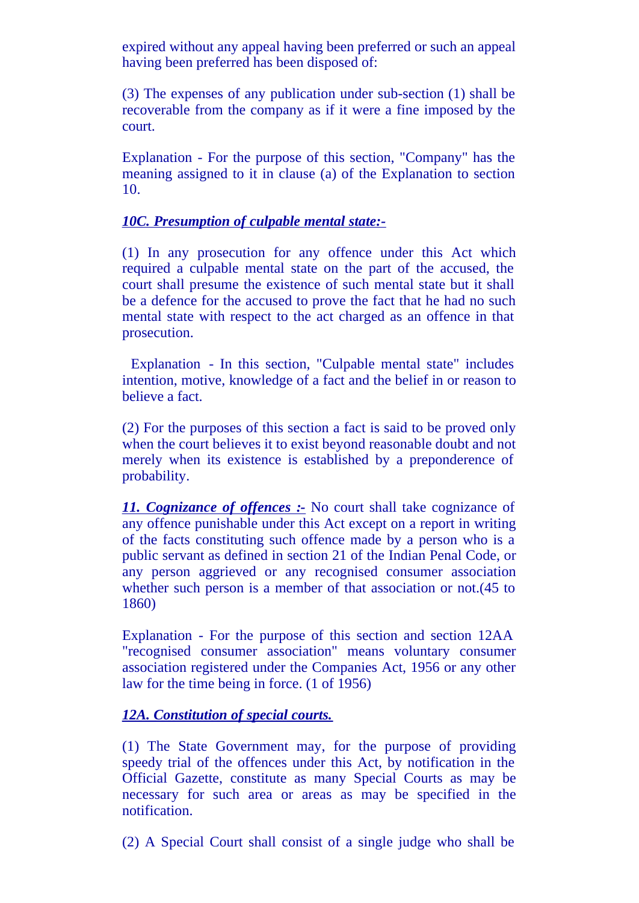expired without any appeal having been preferred or such an appeal having been preferred has been disposed of:

(3) The expenses of any publication under sub-section (1) shall be recoverable from the company as if it were a fine imposed by the court.

Explanation - For the purpose of this section, "Company" has the meaning assigned to it in clause (a) of the Explanation to section 10.

***10C. Presumption of culpable mental state:-***

(1) In any prosecution for any offence under this Act which required a culpable mental state on the part of the accused, the court shall presume the existence of such mental state but it shall be a defence for the accused to prove the fact that he had no such mental state with respect to the act charged as an offence in that prosecution.

Explanation - In this section, "Culpable mental state" includes intention, motive, knowledge of a fact and the belief in or reason to believe a fact.

(2) For the purposes of this section a fact is said to be proved only when the court believes it to exist beyond reasonable doubt and not merely when its existence is established by a preponderence of probability.

***11. Cognizance of offences :-*** No court shall take cognizance of any offence punishable under this Act except on a report in writing of the facts constituting such offence made by a person who is a public servant as defined in section 21 of the Indian Penal Code, or any person aggrieved or any recognised consumer association whether such person is a member of that association or not.(45 to 1860)

Explanation - For the purpose of this section and section 12AA "recognised consumer association" means voluntary consumer association registered under the Companies Act, 1956 or any other law for the time being in force. (1 of 1956)

***12A. Constitution of special courts.***

(1) The State Government may, for the purpose of providing speedy trial of the offences under this Act, by notification in the Official Gazette, constitute as many Special Courts as may be necessary for such area or areas as may be specified in the notification.

(2) A Special Court shall consist of a single judge who shall be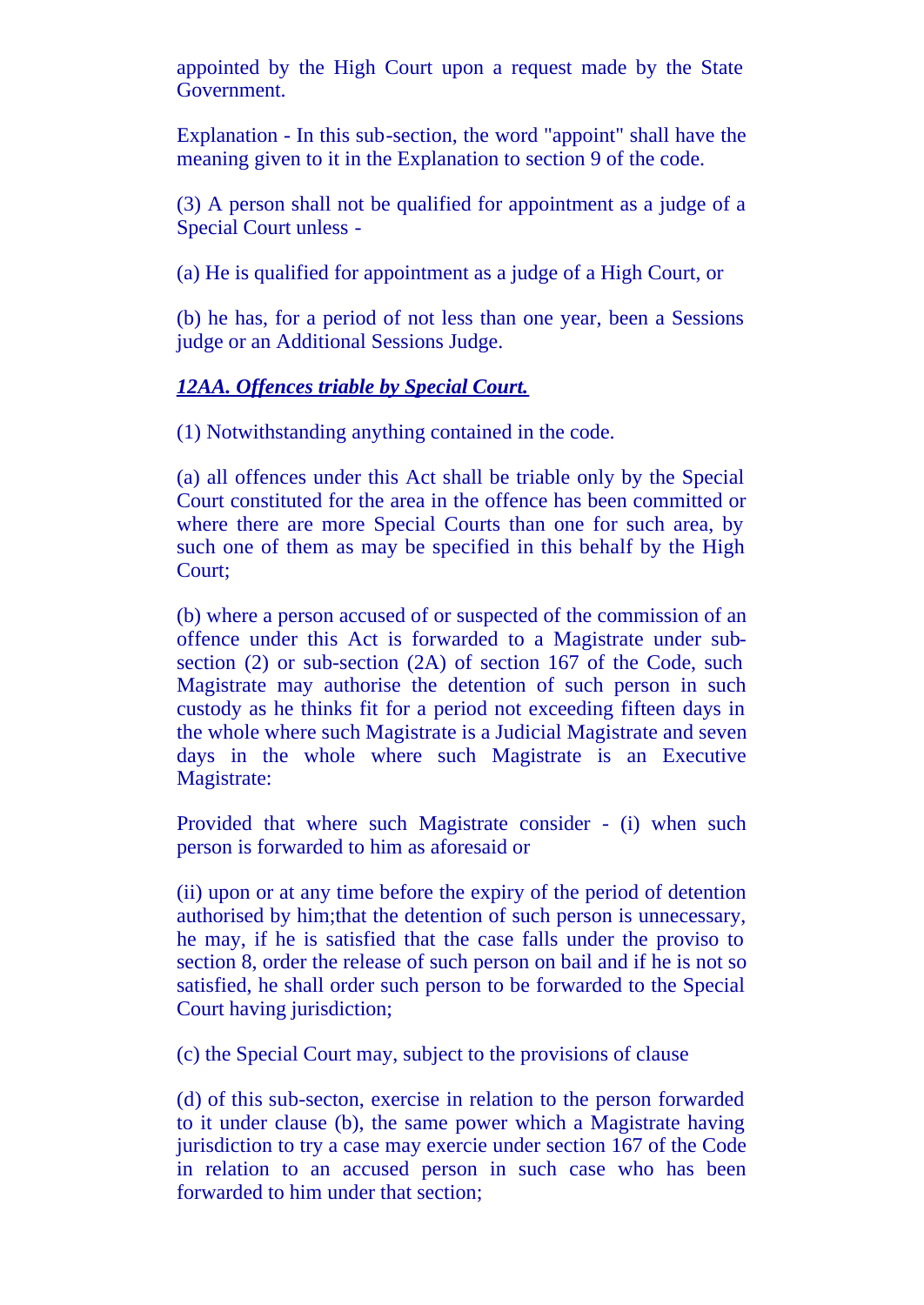appointed by the High Court upon a request made by the State Government.

Explanation - In this sub-section, the word "appoint" shall have the meaning given to it in the Explanation to section 9 of the code.

(3) A person shall not be qualified for appointment as a judge of a Special Court unless -

(a) He is qualified for appointment as a judge of a High Court, or

(b) he has, for a period of not less than one year, been a Sessions judge or an Additional Sessions Judge.

***12AA. Offences triable by Special Court.***

(1) Notwithstanding anything contained in the code.

(a) all offences under this Act shall be triable only by the Special Court constituted for the area in the offence has been committed or where there are more Special Courts than one for such area, by such one of them as may be specified in this behalf by the High Court;

(b) where a person accused of or suspected of the commission of an offence under this Act is forwarded to a Magistrate under sub-section (2) or sub-section (2A) of section 167 of the Code, such Magistrate may authorise the detention of such person in such custody as he thinks fit for a period not exceeding fifteen days in the whole where such Magistrate is a Judicial Magistrate and seven days in the whole where such Magistrate is an Executive Magistrate:

Provided that where such Magistrate consider - (i) when such person is forwarded to him as aforesaid or

(ii) upon or at any time before the expiry of the period of detention authorised by him;that the detention of such person is unnecessary, he may, if he is satisfied that the case falls under the proviso to section 8, order the release of such person on bail and if he is not so satisfied, he shall order such person to be forwarded to the Special Court having jurisdiction;

(c) the Special Court may, subject to the provisions of clause

(d) of this sub-secton, exercise in relation to the person forwarded to it under clause (b), the same power which a Magistrate having jurisdiction to try a case may exercie under section 167 of the Code in relation to an accused person in such case who has been forwarded to him under that section;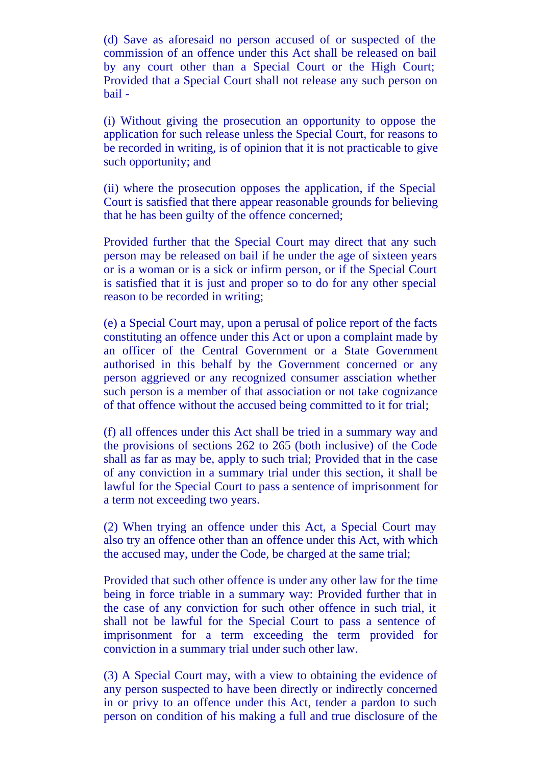(d) Save as aforesaid no person accused of or suspected of the commission of an offence under this Act shall be released on bail by any court other than a Special Court or the High Court; Provided that a Special Court shall not release any such person on bail -

(i) Without giving the prosecution an opportunity to oppose the application for such release unless the Special Court, for reasons to be recorded in writing, is of opinion that it is not practicable to give such opportunity; and

(ii) where the prosecution opposes the application, if the Special Court is satisfied that there appear reasonable grounds for believing that he has been guilty of the offence concerned;

Provided further that the Special Court may direct that any such person may be released on bail if he under the age of sixteen years or is a woman or is a sick or infirm person, or if the Special Court is satisfied that it is just and proper so to do for any other special reason to be recorded in writing;

(e) a Special Court may, upon a perusal of police report of the facts constituting an offence under this Act or upon a complaint made by an officer of the Central Government or a State Government authorised in this behalf by the Government concerned or any person aggrieved or any recognized consumer assciation whether such person is a member of that association or not take cognizance of that offence without the accused being committed to it for trial;

(f) all offences under this Act shall be tried in a summary way and the provisions of sections 262 to 265 (both inclusive) of the Code shall as far as may be, apply to such trial; Provided that in the case of any conviction in a summary trial under this section, it shall be lawful for the Special Court to pass a sentence of imprisonment for a term not exceeding two years.

(2) When trying an offence under this Act, a Special Court may also try an offence other than an offence under this Act, with which the accused may, under the Code, be charged at the same trial;

Provided that such other offence is under any other law for the time being in force triable in a summary way: Provided further that in the case of any conviction for such other offence in such trial, it shall not be lawful for the Special Court to pass a sentence of imprisonment for a term exceeding the term provided for conviction in a summary trial under such other law.

(3) A Special Court may, with a view to obtaining the evidence of any person suspected to have been directly or indirectly concerned in or privy to an offence under this Act, tender a pardon to such person on condition of his making a full and true disclosure of the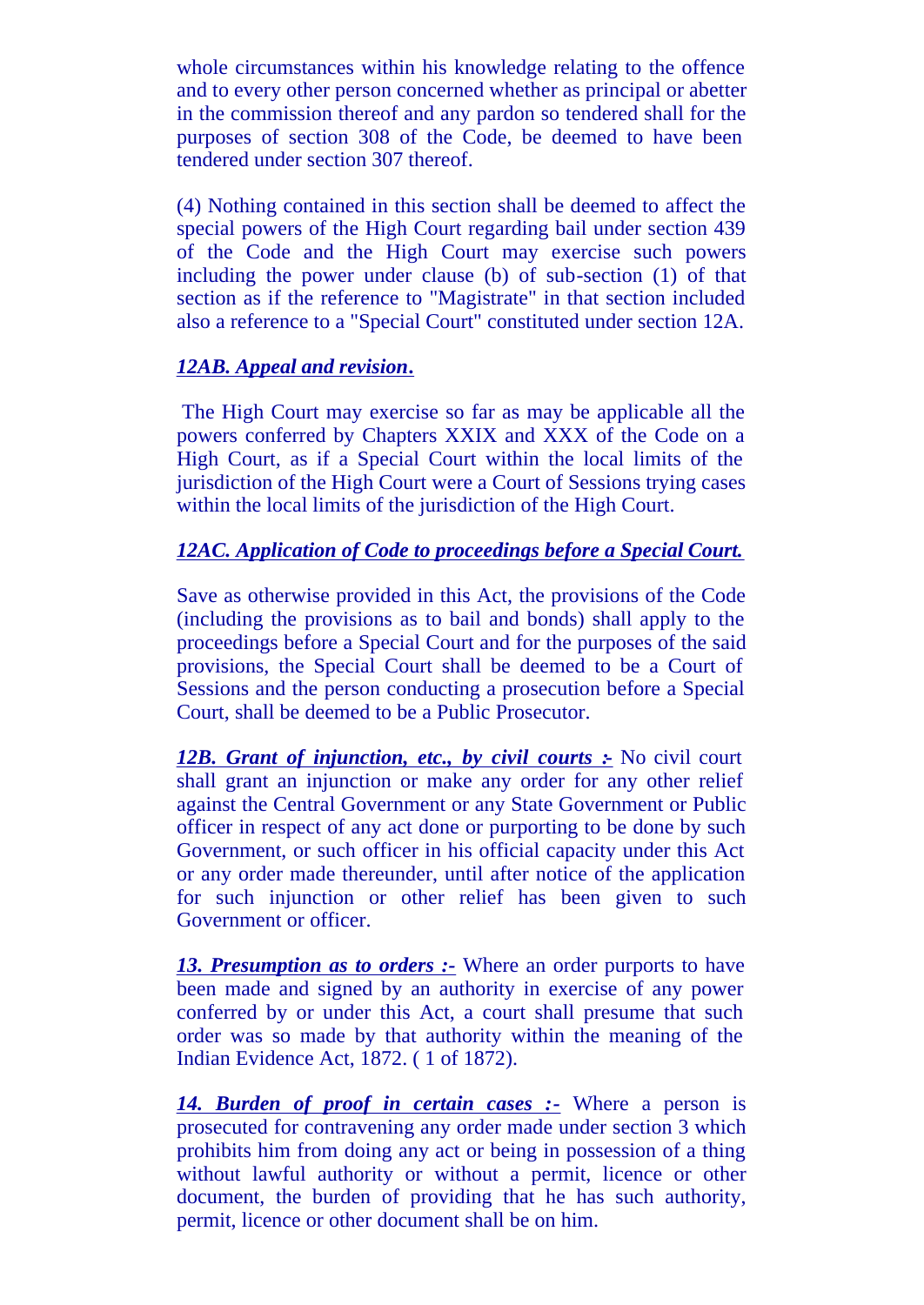whole circumstances within his knowledge relating to the offence and to every other person concerned whether as principal or abetter in the commission thereof and any pardon so tendered shall for the purposes of section 308 of the Code, be deemed to have been tendered under section 307 thereof.

(4) Nothing contained in this section shall be deemed to affect the special powers of the High Court regarding bail under section 439 of the Code and the High Court may exercise such powers including the power under clause (b) of sub-section (1) of that section as if the reference to "Magistrate" in that section included also a reference to a "Special Court" constituted under section 12A.

***12AB. Appeal and revision.***

The High Court may exercise so far as may be applicable all the powers conferred by Chapters XXIX and XXX of the Code on a High Court, as if a Special Court within the local limits of the jurisdiction of the High Court were a Court of Sessions trying cases within the local limits of the jurisdiction of the High Court.

***12AC. Application of Code to proceedings before a Special Court.***

Save as otherwise provided in this Act, the provisions of the Code (including the provisions as to bail and bonds) shall apply to the proceedings before a Special Court and for the purposes of the said provisions, the Special Court shall be deemed to be a Court of Sessions and the person conducting a prosecution before a Special Court, shall be deemed to be a Public Prosecutor.

***12B. Grant of injunction, etc., by civil courts :-*** No civil court shall grant an injunction or make any order for any other relief against the Central Government or any State Government or Public officer in respect of any act done or purporting to be done by such Government, or such officer in his official capacity under this Act or any order made thereunder, until after notice of the application for such injunction or other relief has been given to such Government or officer.

***13. Presumption as to orders :-*** Where an order purports to have been made and signed by an authority in exercise of any power conferred by or under this Act, a court shall presume that such order was so made by that authority within the meaning of the Indian Evidence Act, 1872. ( 1 of 1872).

***14. Burden of proof in certain cases :-*** Where a person is prosecuted for contravening any order made under section 3 which prohibits him from doing any act or being in possession of a thing without lawful authority or without a permit, licence or other document, the burden of providing that he has such authority, permit, licence or other document shall be on him.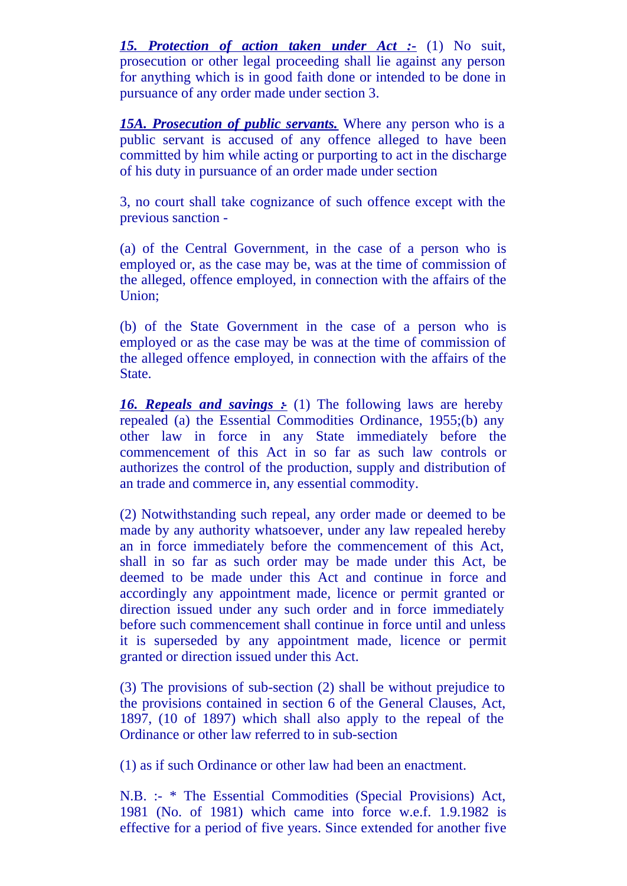***15. Protection of action taken under Act :-*** (1) No suit, prosecution or other legal proceeding shall lie against any person for anything which is in good faith done or intended to be done in pursuance of any order made under section 3.

***15A. Prosecution of public servants.*** Where any person who is a public servant is accused of any offence alleged to have been committed by him while acting or purporting to act in the discharge of his duty in pursuance of an order made under section

3, no court shall take cognizance of such offence except with the previous sanction -

(a) of the Central Government, in the case of a person who is employed or, as the case may be, was at the time of commission of the alleged, offence employed, in connection with the affairs of the Union;

(b) of the State Government in the case of a person who is employed or as the case may be was at the time of commission of the alleged offence employed, in connection with the affairs of the State.

***16. Repeals and savings :-*** (1) The following laws are hereby repealed (a) the Essential Commodities Ordinance, 1955;(b) any other law in force in any State immediately before the commencement of this Act in so far as such law controls or authorizes the control of the production, supply and distribution of an trade and commerce in, any essential commodity.

(2) Notwithstanding such repeal, any order made or deemed to be made by any authority whatsoever, under any law repealed hereby an in force immediately before the commencement of this Act, shall in so far as such order may be made under this Act, be deemed to be made under this Act and continue in force and accordingly any appointment made, licence or permit granted or direction issued under any such order and in force immediately before such commencement shall continue in force until and unless it is superseded by any appointment made, licence or permit granted or direction issued under this Act.

(3) The provisions of sub-section (2) shall be without prejudice to the provisions contained in section 6 of the General Clauses, Act, 1897, (10 of 1897) which shall also apply to the repeal of the Ordinance or other law referred to in sub-section

(1) as if such Ordinance or other law had been an enactment.

N.B. :- * The Essential Commodities (Special Provisions) Act, 1981 (No. of 1981) which came into force w.e.f. 1.9.1982 is effective for a period of five years. Since extended for another five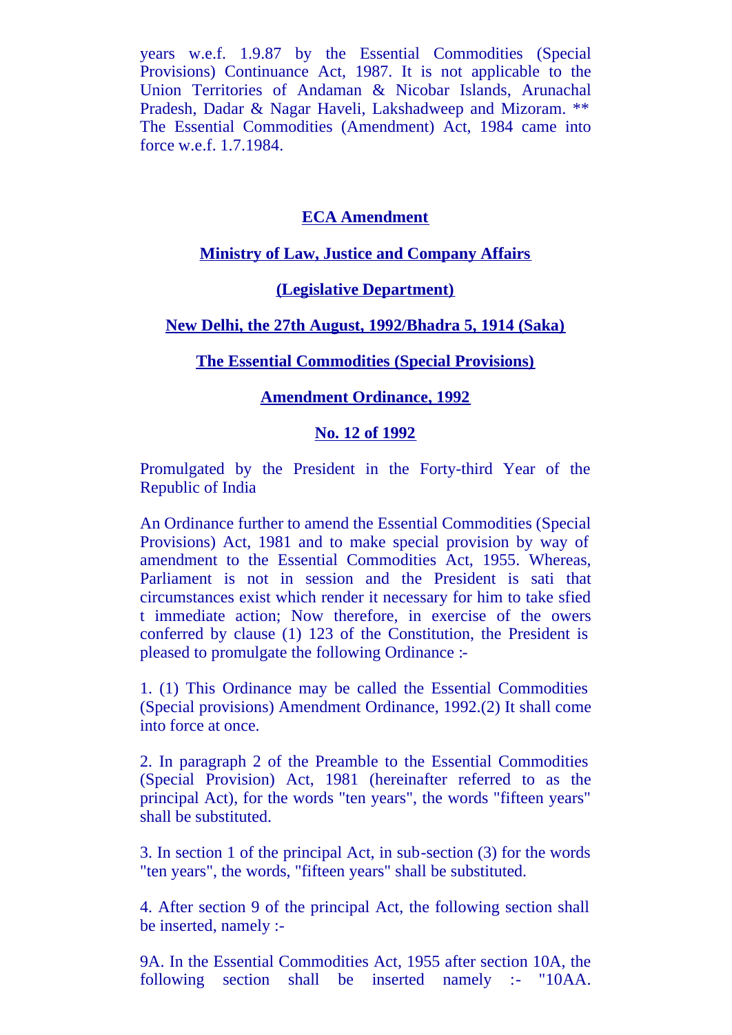years w.e.f. 1.9.87 by the Essential Commodities (Special Provisions) Continuance Act, 1987. It is not applicable to the Union Territories of Andaman & Nicobar Islands, Arunachal Pradesh, Dadar & Nagar Haveli, Lakshadweep and Mizoram. ** The Essential Commodities (Amendment) Act, 1984 came into force w.e.f. 1.7.1984.

## ECA Amendment

**Ministry of Law, Justice and Company Affairs**

**(Legislative Department)**

**New Delhi, the 27th August, 1992/Bhadra 5, 1914 (Saka)**

**The Essential Commodities (Special Provisions)**

**Amendment Ordinance, 1992**

**No. 12 of 1992**

Promulgated by the President in the Forty-third Year of the Republic of India

An Ordinance further to amend the Essential Commodities (Special Provisions) Act, 1981 and to make special provision by way of amendment to the Essential Commodities Act, 1955. Whereas, Parliament is not in session and the President is sati that circumstances exist which render it necessary for him to take sfied t immediate action; Now therefore, in exercise of the owers conferred by clause (1) 123 of the Constitution, the President is pleased to promulgate the following Ordinance :-

1. (1) This Ordinance may be called the Essential Commodities (Special provisions) Amendment Ordinance, 1992.(2) It shall come into force at once.

2. In paragraph 2 of the Preamble to the Essential Commodities (Special Provision) Act, 1981 (hereinafter referred to as the principal Act), for the words "ten years", the words "fifteen years" shall be substituted.

3. In section 1 of the principal Act, in sub-section (3) for the words "ten years", the words, "fifteen years" shall be substituted.

4. After section 9 of the principal Act, the following section shall be inserted, namely :-

9A. In the Essential Commodities Act, 1955 after section 10A, the following section shall be inserted namely :- "10AA.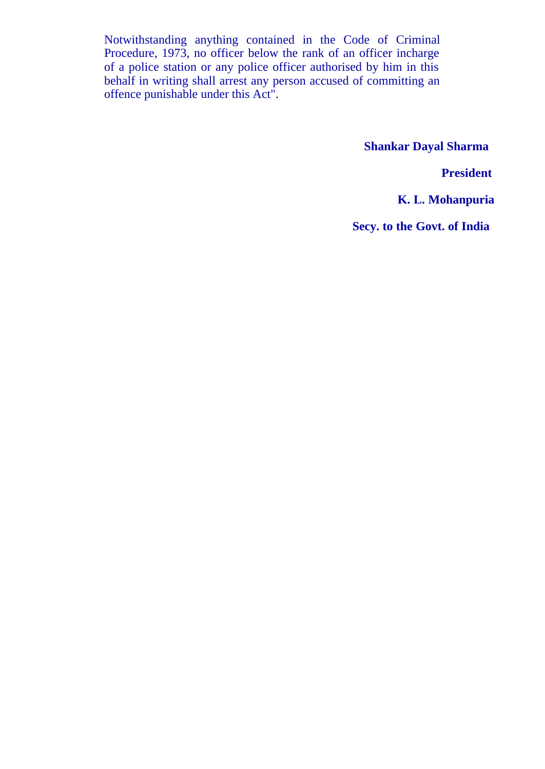Notwithstanding anything contained in the Code of Criminal Procedure, 1973, no officer below the rank of an officer incharge of a police station or any police officer authorised by him in this behalf in writing shall arrest any person accused of committing an offence punishable under this Act".

**Shankar Dayal Sharma**

**President**

**K. L. Mohanpuria**

**Secy. to the Govt. of India**